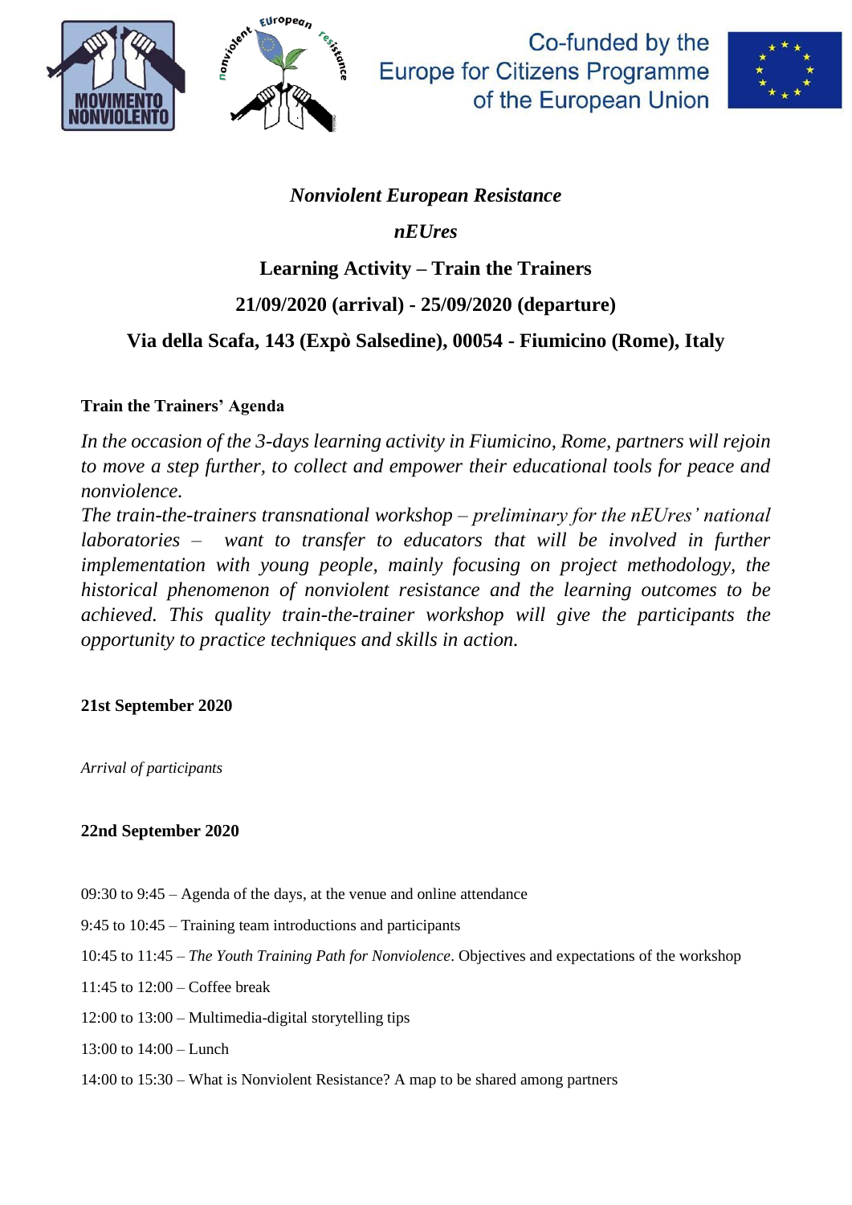Co-funded by the Europe for Citizens Programme of the European Union

# *Nonviolent European Resistance*

## *nEUres*

## Learning Activity – Train the Trainers

**21/09/2020 (arrival) - 25/09/2020 (departure)**

**Via della Scafa, 143 (Expò Salsedine), 00054 - Fiumicino (Rome), Italy**

### Train the Trainers' Agenda

*In the occasion of the 3-days learning activity in Fiumicino, Rome, partners will rejoin to move a step further, to collect and empower their educational tools for peace and nonviolence.*

*The train-the-trainers transnational workshop – preliminary for the nEUres' national laboratories – want to transfer to educators that will be involved in further implementation with young people, mainly focusing on project methodology, the historical phenomenon of nonviolent resistance and the learning outcomes to be achieved. This quality train-the-trainer workshop will give the participants the opportunity to practice techniques and skills in action.*

**21st September 2020**

*Arrival of participants*

**22nd September 2020**

09:30 to 9:45 – Agenda of the days, at the venue and online attendance

9:45 to 10:45 – Training team introductions and participants

10:45 to 11:45 – *The Youth Training Path for Nonviolence*. Objectives and expectations of the workshop

11:45 to 12:00 – Coffee break

12:00 to 13:00 – Multimedia-digital storytelling tips

13:00 to 14:00 – Lunch

14:00 to 15:30 – What is Nonviolent Resistance? A map to be shared among partners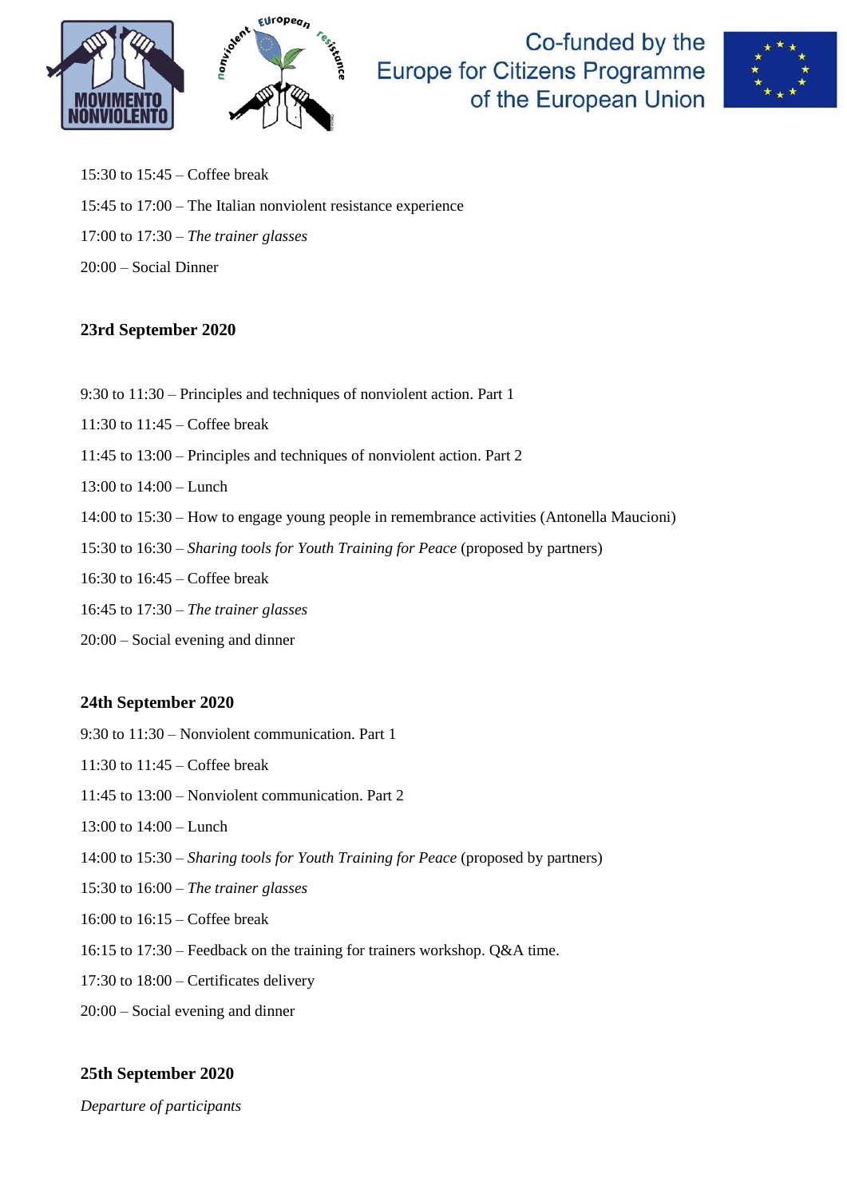15:30 to 15:45 – Coffee break

15:45 to 17:00 – The Italian nonviolent resistance experience

17:00 to 17:30 – *The trainer glasses*

20:00 – Social Dinner

**23rd September 2020**

9:30 to 11:30 – Principles and techniques of nonviolent action. Part 1

11:30 to 11:45 – Coffee break

11:45 to 13:00 – Principles and techniques of nonviolent action. Part 2

13:00 to 14:00 – Lunch

14:00 to 15:30 – How to engage young people in remembrance activities (Antonella Maucioni)

15:30 to 16:30 – *Sharing tools for Youth Training for Peace* (proposed by partners)

16:30 to 16:45 – Coffee break

16:45 to 17:30 – *The trainer glasses*

20:00 – Social evening and dinner

**24th September 2020**

9:30 to 11:30 – Nonviolent communication. Part 1

11:30 to 11:45 – Coffee break

11:45 to 13:00 – Nonviolent communication. Part 2

13:00 to 14:00 – Lunch

14:00 to 15:30 – *Sharing tools for Youth Training for Peace* (proposed by partners)

15:30 to 16:00 – *The trainer glasses*

16:00 to 16:15 – Coffee break

16:15 to 17:30 – Feedback on the training for trainers workshop. Q&A time.

17:30 to 18:00 – Certificates delivery

20:00 – Social evening and dinner

**25th September 2020**

*Departure of participants*